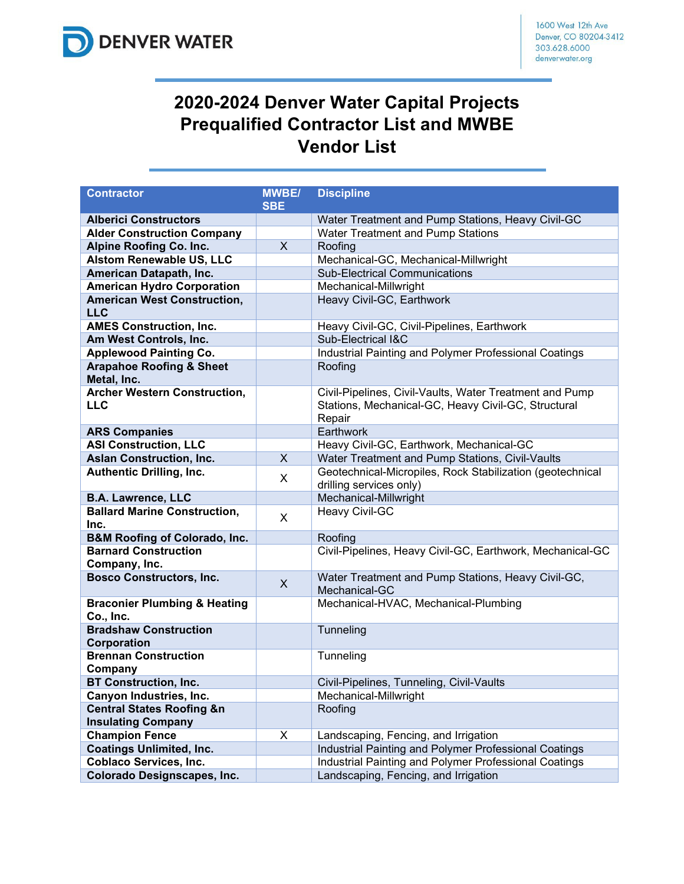DENVER WATER

1600 West 12th Ave
Denver, CO 80204-3412
303.628.6000
denverwater.org

# 2020-2024 Denver Water Capital Projects Prequalified Contractor List and MWBE Vendor List

| Contractor | MWBE/ SBE | Discipline |
|---|---|---|
| **Alberici Constructors** | | Water Treatment and Pump Stations, Heavy Civil-GC |
| **Alder Construction Company** | | Water Treatment and Pump Stations |
| **Alpine Roofing Co. Inc.** | X | Roofing |
| **Alstom Renewable US, LLC** | | Mechanical-GC, Mechanical-Millwright |
| **American Datapath, Inc.** | | Sub-Electrical Communications |
| **American Hydro Corporation** | | Mechanical-Millwright |
| **American West Construction, LLC** | | Heavy Civil-GC, Earthwork |
| **AMES Construction, Inc.** | | Heavy Civil-GC, Civil-Pipelines, Earthwork |
| **Am West Controls, Inc.** | | Sub-Electrical I&C |
| **Applewood Painting Co.** | | Industrial Painting and Polymer Professional Coatings |
| **Arapahoe Roofing & Sheet Metal, Inc.** | | Roofing |
| **Archer Western Construction, LLC** | | Civil-Pipelines, Civil-Vaults, Water Treatment and Pump Stations, Mechanical-GC, Heavy Civil-GC, Structural Repair |
| **ARS Companies** | | Earthwork |
| **ASI Construction, LLC** | | Heavy Civil-GC, Earthwork, Mechanical-GC |
| **Aslan Construction, Inc.** | X | Water Treatment and Pump Stations, Civil-Vaults |
| **Authentic Drilling, Inc.** | X | Geotechnical-Micropiles, Rock Stabilization (geotechnical drilling services only) |
| **B.A. Lawrence, LLC** | | Mechanical-Millwright |
| **Ballard Marine Construction, Inc.** | X | Heavy Civil-GC |
| **B&M Roofing of Colorado, Inc.** | | Roofing |
| **Barnard Construction Company, Inc.** | | Civil-Pipelines, Heavy Civil-GC, Earthwork, Mechanical-GC |
| **Bosco Constructors, Inc.** | X | Water Treatment and Pump Stations, Heavy Civil-GC, Mechanical-GC |
| **Braconier Plumbing & Heating Co., Inc.** | | Mechanical-HVAC, Mechanical-Plumbing |
| **Bradshaw Construction Corporation** | | Tunneling |
| **Brennan Construction Company** | | Tunneling |
| **BT Construction, Inc.** | | Civil-Pipelines, Tunneling, Civil-Vaults |
| **Canyon Industries, Inc.** | | Mechanical-Millwright |
| **Central States Roofing &n Insulating Company** | | Roofing |
| **Champion Fence** | X | Landscaping, Fencing, and Irrigation |
| **Coatings Unlimited, Inc.** | | Industrial Painting and Polymer Professional Coatings |
| **Coblaco Services, Inc.** | | Industrial Painting and Polymer Professional Coatings |
| **Colorado Designscapes, Inc.** | | Landscaping, Fencing, and Irrigation |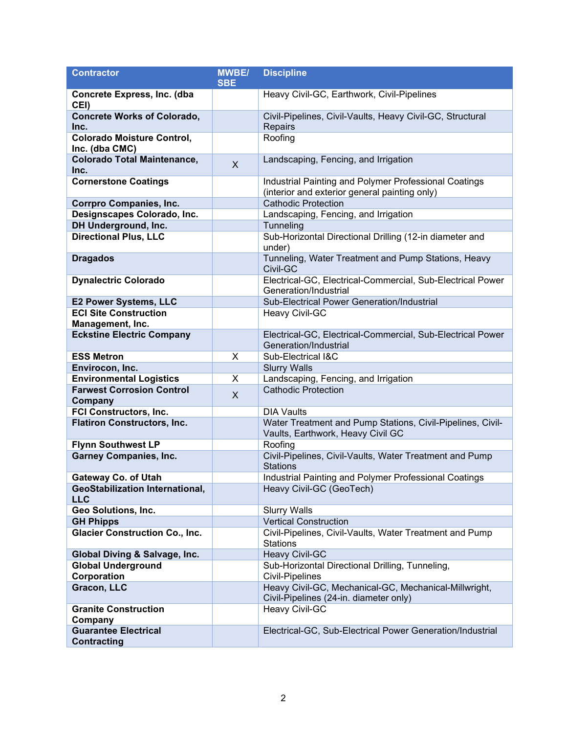| Contractor | MWBE/ SBE | Discipline |
|---|---|---|
| **Concrete Express, Inc. (dba CEI)** | | Heavy Civil-GC, Earthwork, Civil-Pipelines |
| **Concrete Works of Colorado, Inc.** | | Civil-Pipelines, Civil-Vaults, Heavy Civil-GC, Structural Repairs |
| **Colorado Moisture Control, Inc. (dba CMC)** | | Roofing |
| **Colorado Total Maintenance, Inc.** | X | Landscaping, Fencing, and Irrigation |
| **Cornerstone Coatings** | | Industrial Painting and Polymer Professional Coatings (interior and exterior general painting only) |
| **Corrpro Companies, Inc.** | | Cathodic Protection |
| **Designscapes Colorado, Inc.** | | Landscaping, Fencing, and Irrigation |
| **DH Underground, Inc.** | | Tunneling |
| **Directional Plus, LLC** | | Sub-Horizontal Directional Drilling (12-in diameter and under) |
| **Dragados** | | Tunneling, Water Treatment and Pump Stations, Heavy Civil-GC |
| **Dynalectric Colorado** | | Electrical-GC, Electrical-Commercial, Sub-Electrical Power Generation/Industrial |
| **E2 Power Systems, LLC** | | Sub-Electrical Power Generation/Industrial |
| **ECI Site Construction Management, Inc.** | | Heavy Civil-GC |
| **Eckstine Electric Company** | | Electrical-GC, Electrical-Commercial, Sub-Electrical Power Generation/Industrial |
| **ESS Metron** | X | Sub-Electrical I&C |
| **Envirocon, Inc.** | | Slurry Walls |
| **Environmental Logistics** | X | Landscaping, Fencing, and Irrigation |
| **Farwest Corrosion Control Company** | X | Cathodic Protection |
| **FCI Constructors, Inc.** | | DIA Vaults |
| **Flatiron Constructors, Inc.** | | Water Treatment and Pump Stations, Civil-Pipelines, Civil-Vaults, Earthwork, Heavy Civil GC |
| **Flynn Southwest LP** | | Roofing |
| **Garney Companies, Inc.** | | Civil-Pipelines, Civil-Vaults, Water Treatment and Pump Stations |
| **Gateway Co. of Utah** | | Industrial Painting and Polymer Professional Coatings |
| **GeoStabilization International, LLC** | | Heavy Civil-GC (GeoTech) |
| **Geo Solutions, Inc.** | | Slurry Walls |
| **GH Phipps** | | Vertical Construction |
| **Glacier Construction Co., Inc.** | | Civil-Pipelines, Civil-Vaults, Water Treatment and Pump Stations |
| **Global Diving & Salvage, Inc.** | | Heavy Civil-GC |
| **Global Underground Corporation** | | Sub-Horizontal Directional Drilling, Tunneling, Civil-Pipelines |
| **Gracon, LLC** | | Heavy Civil-GC, Mechanical-GC, Mechanical-Millwright, Civil-Pipelines (24-in. diameter only) |
| **Granite Construction Company** | | Heavy Civil-GC |
| **Guarantee Electrical Contracting** | | Electrical-GC, Sub-Electrical Power Generation/Industrial |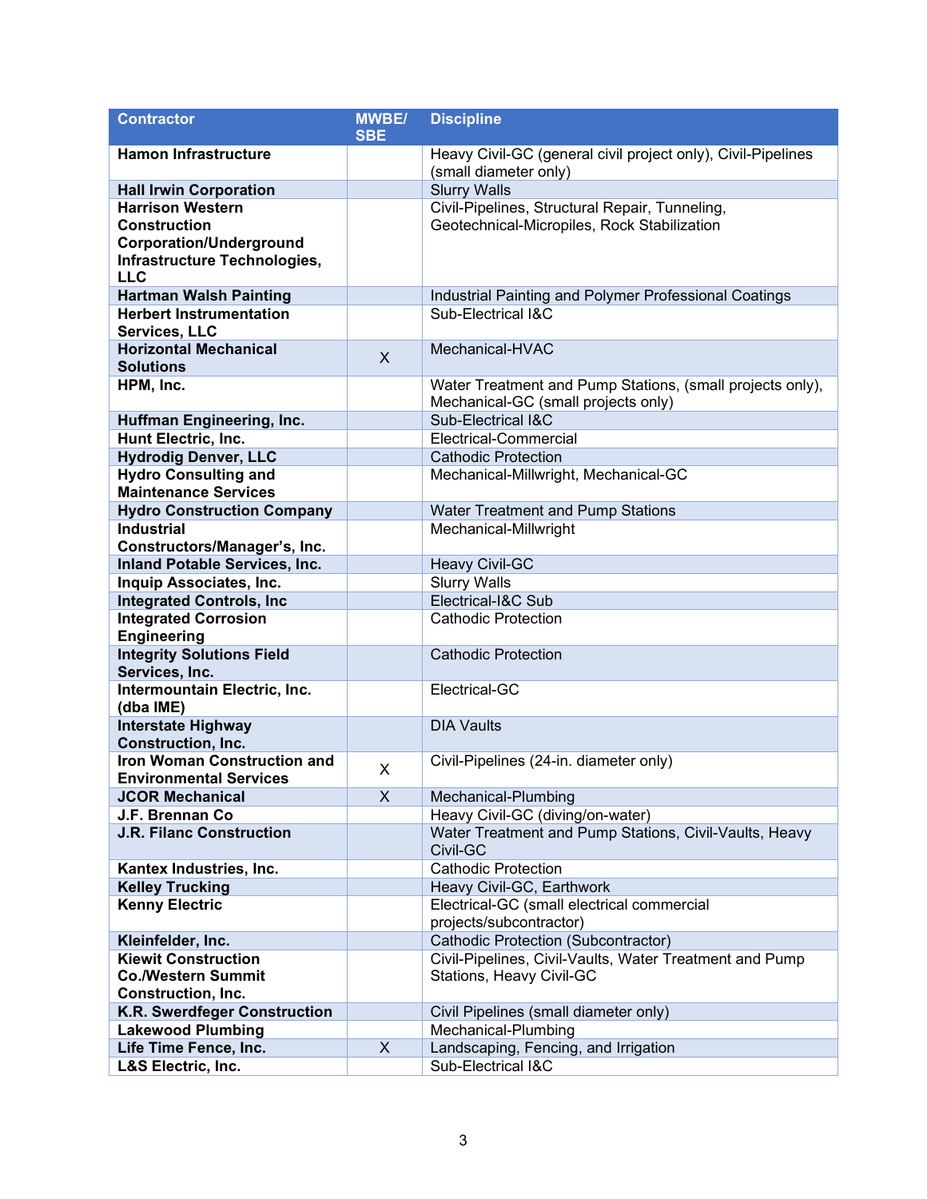| Contractor | MWBE/ SBE | Discipline |
|---|---|---|
| **Hamon Infrastructure** | | Heavy Civil-GC (general civil project only), Civil-Pipelines (small diameter only) |
| **Hall Irwin Corporation** | | Slurry Walls |
| **Harrison Western Construction Corporation/Underground Infrastructure Technologies, LLC** | | Civil-Pipelines, Structural Repair, Tunneling, Geotechnical-Micropiles, Rock Stabilization |
| **Hartman Walsh Painting** | | Industrial Painting and Polymer Professional Coatings |
| **Herbert Instrumentation Services, LLC** | | Sub-Electrical I&C |
| **Horizontal Mechanical Solutions** | X | Mechanical-HVAC |
| **HPM, Inc.** | | Water Treatment and Pump Stations, (small projects only), Mechanical-GC (small projects only) |
| **Huffman Engineering, Inc.** | | Sub-Electrical I&C |
| **Hunt Electric, Inc.** | | Electrical-Commercial |
| **Hydrodig Denver, LLC** | | Cathodic Protection |
| **Hydro Consulting and Maintenance Services** | | Mechanical-Millwright, Mechanical-GC |
| **Hydro Construction Company** | | Water Treatment and Pump Stations |
| **Industrial Constructors/Manager's, Inc.** | | Mechanical-Millwright |
| **Inland Potable Services, Inc.** | | Heavy Civil-GC |
| **Inquip Associates, Inc.** | | Slurry Walls |
| **Integrated Controls, Inc** | | Electrical-I&C Sub |
| **Integrated Corrosion Engineering** | | Cathodic Protection |
| **Integrity Solutions Field Services, Inc.** | | Cathodic Protection |
| **Intermountain Electric, Inc. (dba IME)** | | Electrical-GC |
| **Interstate Highway Construction, Inc.** | | DIA Vaults |
| **Iron Woman Construction and Environmental Services** | X | Civil-Pipelines (24-in. diameter only) |
| **JCOR Mechanical** | X | Mechanical-Plumbing |
| **J.F. Brennan Co** | | Heavy Civil-GC (diving/on-water) |
| **J.R. Filanc Construction** | | Water Treatment and Pump Stations, Civil-Vaults, Heavy Civil-GC |
| **Kantex Industries, Inc.** | | Cathodic Protection |
| **Kelley Trucking** | | Heavy Civil-GC, Earthwork |
| **Kenny Electric** | | Electrical-GC (small electrical commercial projects/subcontractor) |
| **Kleinfelder, Inc.** | | Cathodic Protection (Subcontractor) |
| **Kiewit Construction Co./Western Summit Construction, Inc.** | | Civil-Pipelines, Civil-Vaults, Water Treatment and Pump Stations, Heavy Civil-GC |
| **K.R. Swerdfeger Construction** | | Civil Pipelines (small diameter only) |
| **Lakewood Plumbing** | | Mechanical-Plumbing |
| **Life Time Fence, Inc.** | X | Landscaping, Fencing, and Irrigation |
| **L&S Electric, Inc.** | | Sub-Electrical I&C |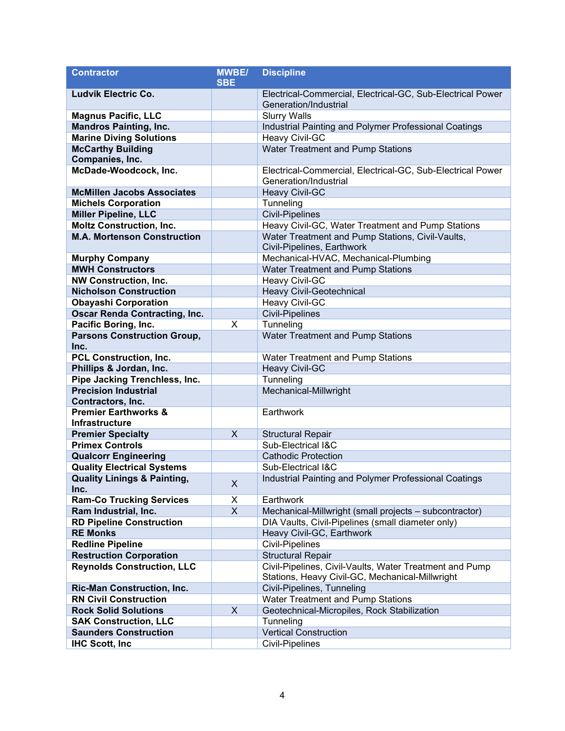| Contractor | MWBE/ SBE | Discipline |
|---|---|---|
| **Ludvik Electric Co.** | | Electrical-Commercial, Electrical-GC, Sub-Electrical Power Generation/Industrial |
| **Magnus Pacific, LLC** | | Slurry Walls |
| **Mandros Painting, Inc.** | | Industrial Painting and Polymer Professional Coatings |
| **Marine Diving Solutions** | | Heavy Civil-GC |
| **McCarthy Building Companies, Inc.** | | Water Treatment and Pump Stations |
| **McDade-Woodcock, Inc.** | | Electrical-Commercial, Electrical-GC, Sub-Electrical Power Generation/Industrial |
| **McMillen Jacobs Associates** | | Heavy Civil-GC |
| **Michels Corporation** | | Tunneling |
| **Miller Pipeline, LLC** | | Civil-Pipelines |
| **Moltz Construction, Inc.** | | Heavy Civil-GC, Water Treatment and Pump Stations |
| **M.A. Mortenson Construction** | | Water Treatment and Pump Stations, Civil-Vaults, Civil-Pipelines, Earthwork |
| **Murphy Company** | | Mechanical-HVAC, Mechanical-Plumbing |
| **MWH Constructors** | | Water Treatment and Pump Stations |
| **NW Construction, Inc.** | | Heavy Civil-GC |
| **Nicholson Construction** | | Heavy Civil-Geotechnical |
| **Obayashi Corporation** | | Heavy Civil-GC |
| **Oscar Renda Contracting, Inc.** | | Civil-Pipelines |
| **Pacific Boring, Inc.** | X | Tunneling |
| **Parsons Construction Group, Inc.** | | Water Treatment and Pump Stations |
| **PCL Construction, Inc.** | | Water Treatment and Pump Stations |
| **Phillips & Jordan, Inc.** | | Heavy Civil-GC |
| **Pipe Jacking Trenchless, Inc.** | | Tunneling |
| **Precision Industrial Contractors, Inc.** | | Mechanical-Millwright |
| **Premier Earthworks & Infrastructure** | | Earthwork |
| **Premier Specialty** | X | Structural Repair |
| **Primex Controls** | | Sub-Electrical I&C |
| **Qualcorr Engineering** | | Cathodic Protection |
| **Quality Electrical Systems** | | Sub-Electrical I&C |
| **Quality Linings & Painting, Inc.** | X | Industrial Painting and Polymer Professional Coatings |
| **Ram-Co Trucking Services** | X | Earthwork |
| **Ram Industrial, Inc.** | X | Mechanical-Millwright (small projects – subcontractor) |
| **RD Pipeline Construction** | | DIA Vaults, Civil-Pipelines (small diameter only) |
| **RE Monks** | | Heavy Civil-GC, Earthwork |
| **Redline Pipeline** | | Civil-Pipelines |
| **Restruction Corporation** | | Structural Repair |
| **Reynolds Construction, LLC** | | Civil-Pipelines, Civil-Vaults, Water Treatment and Pump Stations, Heavy Civil-GC, Mechanical-Millwright |
| **Ric-Man Construction, Inc.** | | Civil-Pipelines, Tunneling |
| **RN Civil Construction** | | Water Treatment and Pump Stations |
| **Rock Solid Solutions** | X | Geotechnical-Micropiles, Rock Stabilization |
| **SAK Construction, LLC** | | Tunneling |
| **Saunders Construction** | | Vertical Construction |
| **IHC Scott, Inc** | | Civil-Pipelines |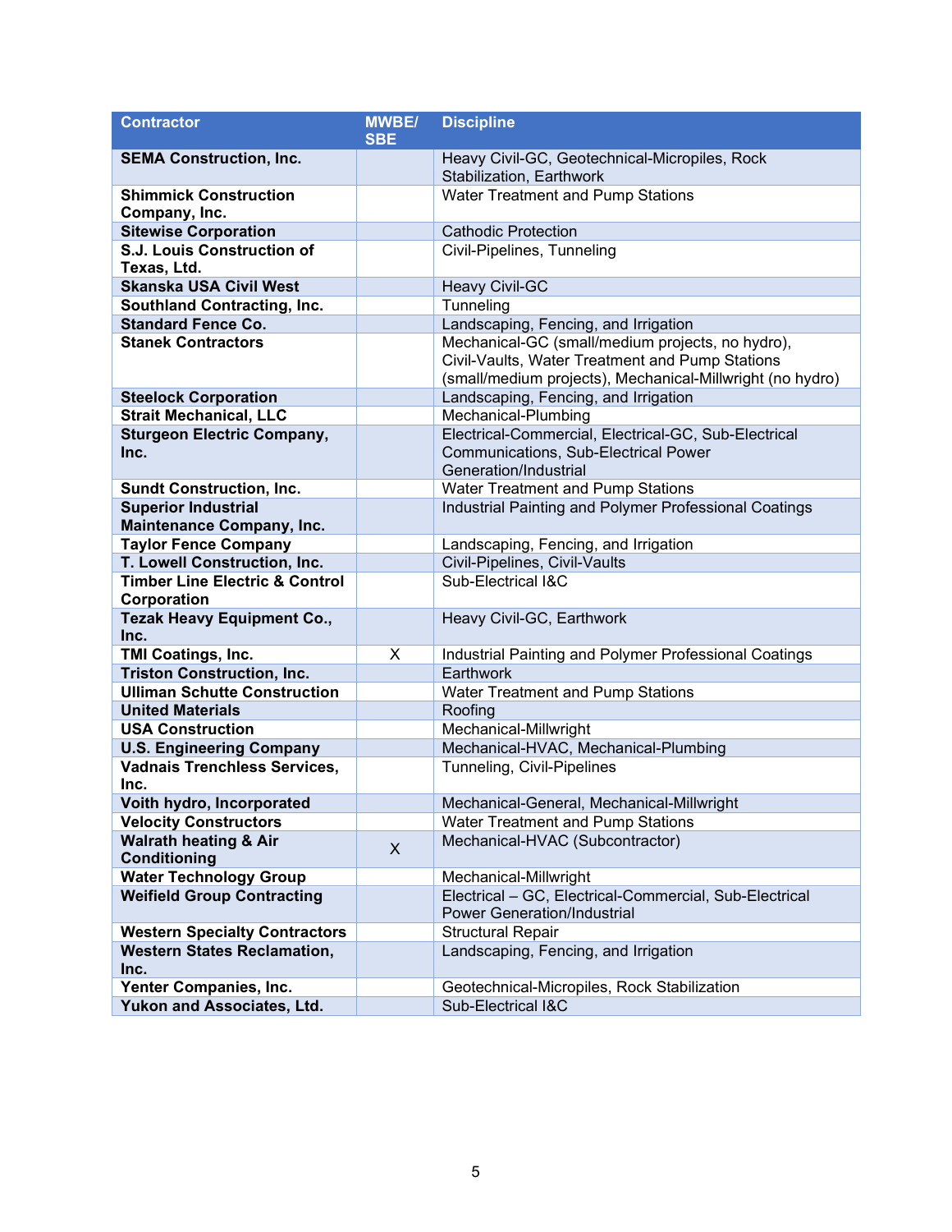| Contractor | MWBE/ SBE | Discipline |
|---|---|---|
| **SEMA Construction, Inc.** | | Heavy Civil-GC, Geotechnical-Micropiles, Rock Stabilization, Earthwork |
| **Shimmick Construction Company, Inc.** | | Water Treatment and Pump Stations |
| **Sitewise Corporation** | | Cathodic Protection |
| **S.J. Louis Construction of Texas, Ltd.** | | Civil-Pipelines, Tunneling |
| **Skanska USA Civil West** | | Heavy Civil-GC |
| **Southland Contracting, Inc.** | | Tunneling |
| **Standard Fence Co.** | | Landscaping, Fencing, and Irrigation |
| **Stanek Contractors** | | Mechanical-GC (small/medium projects, no hydro), Civil-Vaults, Water Treatment and Pump Stations (small/medium projects), Mechanical-Millwright (no hydro) |
| **Steelock Corporation** | | Landscaping, Fencing, and Irrigation |
| **Strait Mechanical, LLC** | | Mechanical-Plumbing |
| **Sturgeon Electric Company, Inc.** | | Electrical-Commercial, Electrical-GC, Sub-Electrical Communications, Sub-Electrical Power Generation/Industrial |
| **Sundt Construction, Inc.** | | Water Treatment and Pump Stations |
| **Superior Industrial Maintenance Company, Inc.** | | Industrial Painting and Polymer Professional Coatings |
| **Taylor Fence Company** | | Landscaping, Fencing, and Irrigation |
| **T. Lowell Construction, Inc.** | | Civil-Pipelines, Civil-Vaults |
| **Timber Line Electric & Control Corporation** | | Sub-Electrical I&C |
| **Tezak Heavy Equipment Co., Inc.** | | Heavy Civil-GC, Earthwork |
| **TMI Coatings, Inc.** | X | Industrial Painting and Polymer Professional Coatings |
| **Triston Construction, Inc.** | | Earthwork |
| **Ulliman Schutte Construction** | | Water Treatment and Pump Stations |
| **United Materials** | | Roofing |
| **USA Construction** | | Mechanical-Millwright |
| **U.S. Engineering Company** | | Mechanical-HVAC, Mechanical-Plumbing |
| **Vadnais Trenchless Services, Inc.** | | Tunneling, Civil-Pipelines |
| **Voith hydro, Incorporated** | | Mechanical-General, Mechanical-Millwright |
| **Velocity Constructors** | | Water Treatment and Pump Stations |
| **Walrath heating & Air Conditioning** | X | Mechanical-HVAC (Subcontractor) |
| **Water Technology Group** | | Mechanical-Millwright |
| **Weifield Group Contracting** | | Electrical – GC, Electrical-Commercial, Sub-Electrical Power Generation/Industrial |
| **Western Specialty Contractors** | | Structural Repair |
| **Western States Reclamation, Inc.** | | Landscaping, Fencing, and Irrigation |
| **Yenter Companies, Inc.** | | Geotechnical-Micropiles, Rock Stabilization |
| **Yukon and Associates, Ltd.** | | Sub-Electrical I&C |